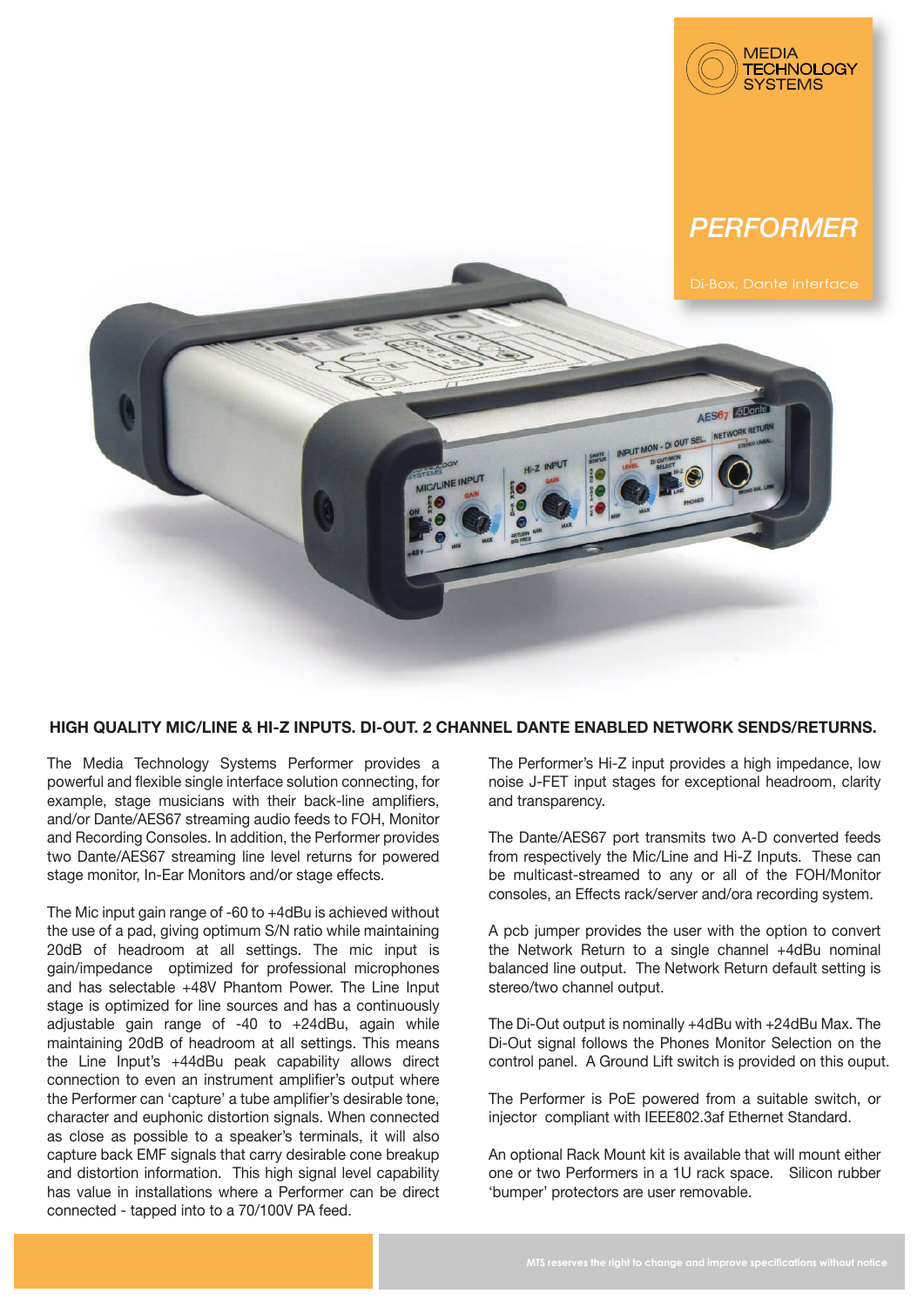MEDIA TECHNOLOGY SYSTEMS

# PERFORMER

Di-Box, Dante Interface

## HIGH QUALITY MIC/LINE & HI-Z INPUTS. DI-OUT. 2 CHANNEL DANTE ENABLED NETWORK SENDS/RETURNS.

The Media Technology Systems Performer provides a powerful and flexible single interface solution connecting, for example, stage musicians with their back-line amplifiers, and/or Dante/AES67 streaming audio feeds to FOH, Monitor and Recording Consoles. In addition, the Performer provides two Dante/AES67 streaming line level returns for powered stage monitor, In-Ear Monitors and/or stage effects.

The Mic input gain range of -60 to +4dBu is achieved without the use of a pad, giving optimum S/N ratio while maintaining 20dB of headroom at all settings. The mic input is gain/impedance optimized for professional microphones and has selectable +48V Phantom Power. The Line Input stage is optimized for line sources and has a continuously adjustable gain range of -40 to +24dBu, again while maintaining 20dB of headroom at all settings. This means the Line Input's +44dBu peak capability allows direct connection to even an instrument amplifier's output where the Performer can 'capture' a tube amplifier's desirable tone, character and euphonic distortion signals. When connected as close as possible to a speaker's terminals, it will also capture back EMF signals that carry desirable cone breakup and distortion information. This high signal level capability has value in installations where a Performer can be direct connected - tapped into to a 70/100V PA feed.

The Performer's Hi-Z input provides a high impedance, low noise J-FET input stages for exceptional headroom, clarity and transparency.

The Dante/AES67 port transmits two A-D converted feeds from respectively the Mic/Line and Hi-Z Inputs. These can be multicast-streamed to any or all of the FOH/Monitor consoles, an Effects rack/server and/ora recording system.

A pcb jumper provides the user with the option to convert the Network Return to a single channel +4dBu nominal balanced line output. The Network Return default setting is stereo/two channel output.

The Di-Out output is nominally +4dBu with +24dBu Max. The Di-Out signal follows the Phones Monitor Selection on the control panel. A Ground Lift switch is provided on this ouput.

The Performer is PoE powered from a suitable switch, or injector compliant with IEEE802.3af Ethernet Standard.

An optional Rack Mount kit is available that will mount either one or two Performers in a 1U rack space. Silicon rubber 'bumper' protectors are user removable.

MTS reserves the right to change and improve specifications without notice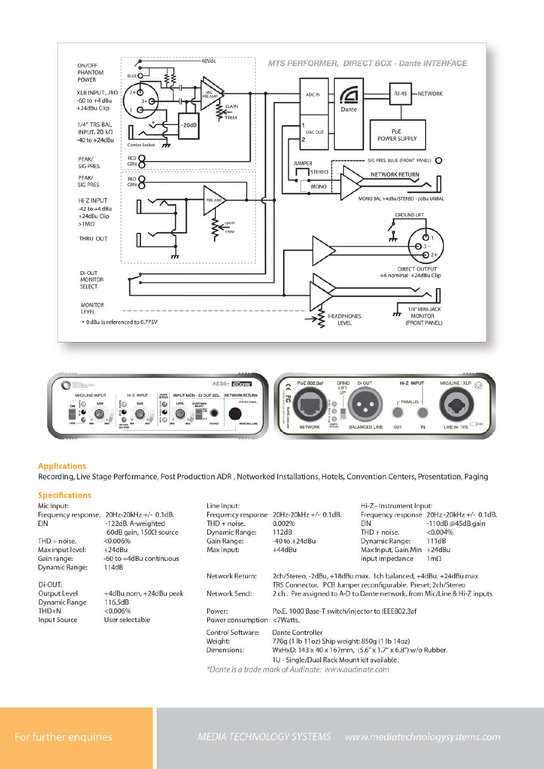MTS PERFORMER, DIRECT BOX - Dante INTERFACE

ON/OFF PHANTOM POWER
+48Vdc
BLUE
XLR INPUT, 2kΩ
-60 to +4 dBu
+24dBu Clip
MIC PRE AMP
GAIN TRIM
1/4" TRS BAL INPUT, 20 kΩ
-40 to +24dBu
-20dB
Combo Socket
PEAK/ SIG PRES
RED GRN
PEAK/ SIG PRES
RED GRN
Hi-Z INPUT
-42 to +4 dBu
+24dBu Clip
>1MΩ
PRE-AMP
GAIN TRIM
THRU OUT
ADC IN
DAC OUT
Dante
RJ-45
NETWORK
PoE POWER SUPPLY
JUMPER
STEREO
MONO
SIG PRES, BLUE (FRONT PANEL)
NETWORK RETURN
MONO BAL +4dBu/STEREO -2dBu UNBAL
GROUND LIFT
Di-OUT MONITOR SELECT
DIRECT OUTPUT
+4 nominal +24dBu Clip
MONITOR LEVEL
HEADPHONES LEVEL
1/8" MINI-JACK MONITOR (FRONT PANEL)
* 0 dBu is referenced to 0.775V

MEDIA TECHNOLOGY SYSTEMS
AES67 Dante
MIC/LINE INPUT
ON
+48V
GAIN
MIN MAX
H-Z INPUT
GAIN
MIN MAX
DANTE STATUS
INPUT MON - DI OUT SEL
LEVEL
MIN MAX
DI OUT/MON SELECT
PHONES
NETWORK RETURN
STEREO UNBAL
MONO BAL LINE
RETURN SIG PRES

PoE 802.3af
GRND LIFT UP
DI OUT
Hi-Z INPUT
PARALLEL
MIC/LINE : XLR
NETWORK
DANTE STATUS
BALANCED LINE
OUT
IN
LINE IN: TRS

## Applications

Recording, Live Stage Performance, Post Production ADR , Networked Installations, Hotels, Convention Centers, Presentation, Paging

## Specifications

| | |
|---|---|
| **Mic Input:** | |
| Frequency response, | 20Hz-20kHz +/- 0.1dB. |
| EIN | -122dB, A-weighted 60dB gain, 150Ω source |
| THD + noise. | <0.006% |
| Max input level: | +24dBu |
| Gain range: | -60 to +4dBu continuous |
| Dynamic Range: | 114dB |

| | |
|---|---|
| **Di-OUT:** | |
| Output Level | +4dBu nom, +24dBu peak |
| Dynamic Range | 116.5dB |
| THD+N | <0.006% |
| Input Source | User selectable |

| | |
|---|---|
| **Line Input:** | |
| Frequency response | 20Hz-20kHz +/- 0.1dB. |
| THD + noise. | 0.002% |
| Dynamic Range: | 112dB |
| Gain Range: | -40 to +24dBu |
| Max Input: | +44dBu |

| | |
|---|---|
| **Hi-Z - Instrument Input:** | |
| Frequency response | 20Hz -20kHz +/- 0.1dB. |
| EIN | -110dB @45dB gain |
| THD + noise. | <0.004% |
| Dynamic Range: | 111dB |
| Max Input, Gain Min | +24dBu |
| Input Impedance | 1mΩ |

| | |
|---|---|
| Network Return: | 2ch/Stereo, -2dBu, +18dBu max. 1ch balanced, +4dBu, +24dBu max TRS Connector. PCB Jumper reconfigurable. Preset: 2ch/Stereo |
| Network Send: | 2 ch . Pre assigned to A-D to Dante network, from Mic/Line & Hi-Z inputs |
| Power: | P.o.E. 1000 Base-T switch/injector to IEEE802.3af |
| Power consumption | <7Watts. |
| Control Software: | Dante Controller |
| Weight: | 770g (1 lb 11oz) Ship weight: 850g (1 lb 14oz) |
| Dimensions: | WxHxD: 143 x 40 x 167mm, (5.6" x 1.7" x 6.8") w/o Rubber. 1U - Single/Dual Rack Mount kit available. |

*Dante is a trade mark of Audinate: www.audinate.com*

For further enquiries

MEDIA TECHNOLOGY SYSTEMS www.mediatechnologysystems.com